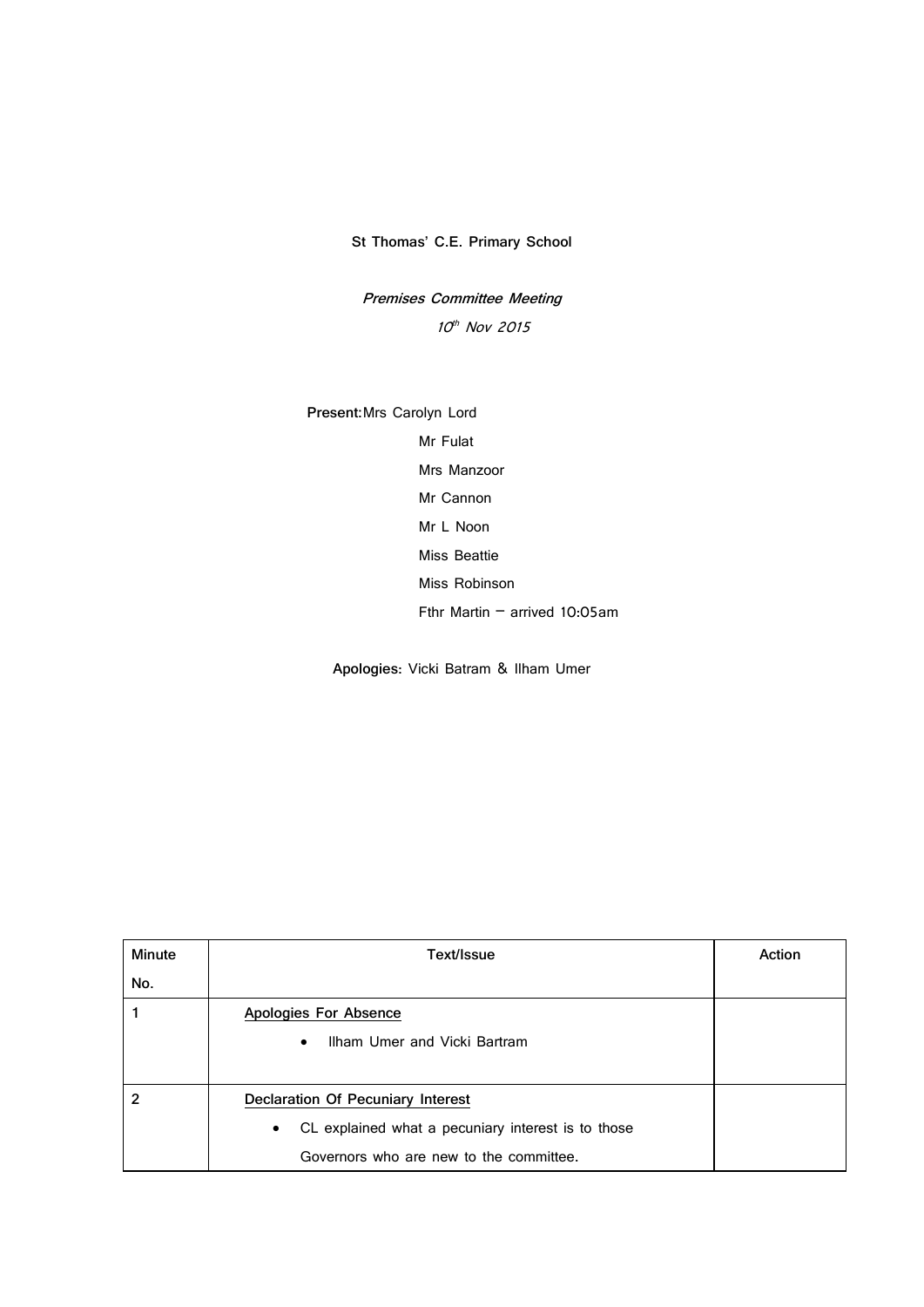**St Thomas' C.E. Primary School**

*Premises Committee Meeting*

*10th Nov 2015*

**Present:** Mrs Carolyn Lord
Mr Fulat
Mrs Manzoor
Mr Cannon
Mr L Noon
Miss Beattie
Miss Robinson
Fthr Martin – arrived 10:05am

**Apologies:** Vicki Batram & Ilham Umer

| Minute No. | Text/Issue | Action |
|---|---|---|
| 1 | <u>Apologies For Absence</u><br>• Ilham Umer and Vicki Bartram | |
| 2 | <u>Declaration Of Pecuniary Interest</u><br>• CL explained what a pecuniary interest is to those Governors who are new to the committee. | |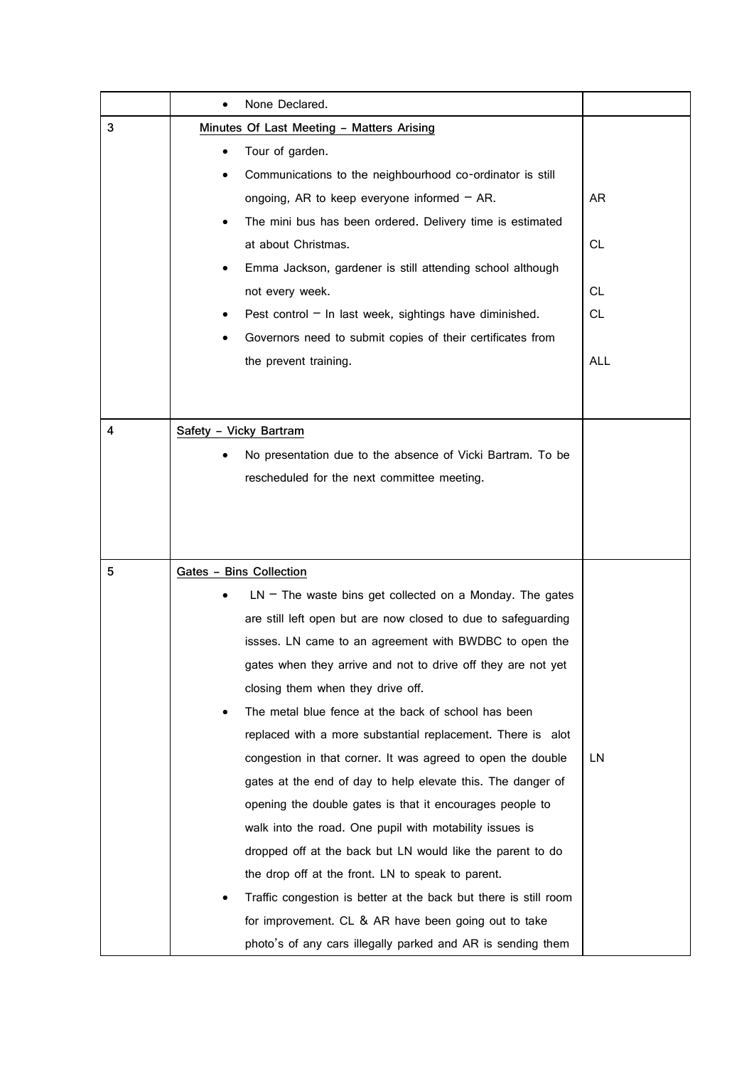| | | |
|---|---|---|
| | • None Declared. | |
| 3 | **Minutes Of Last Meeting – Matters Arising**<br>• Tour of garden.<br>• Communications to the neighbourhood co-ordinator is still ongoing, AR to keep everyone informed – AR.<br>• The mini bus has been ordered. Delivery time is estimated at about Christmas.<br>• Emma Jackson, gardener is still attending school although not every week.<br>• Pest control – In last week, sightings have diminished.<br>• Governors need to submit copies of their certificates from the prevent training. | AR<br><br>CL<br><br>CL<br><br>CL<br><br>ALL |
| 4 | **Safety – Vicky Bartram**<br>• No presentation due to the absence of Vicki Bartram. To be rescheduled for the next committee meeting. | |
| 5 | **Gates – Bins Collection**<br>• LN – The waste bins get collected on a Monday. The gates are still left open but are now closed to due to safeguarding issses. LN came to an agreement with BWDBC to open the gates when they arrive and not to drive off they are not yet closing them when they drive off.<br>• The metal blue fence at the back of school has been replaced with a more substantial replacement. There is alot congestion in that corner. It was agreed to open the double gates at the end of day to help elevate this. The danger of opening the double gates is that it encourages people to walk into the road. One pupil with motability issues is dropped off at the back but LN would like the parent to do the drop off at the front. LN to speak to parent.<br>• Traffic congestion is better at the back but there is still room for improvement. CL & AR have been going out to take photo's of any cars illegally parked and AR is sending them | <br><br><br><br><br><br><br><br>LN |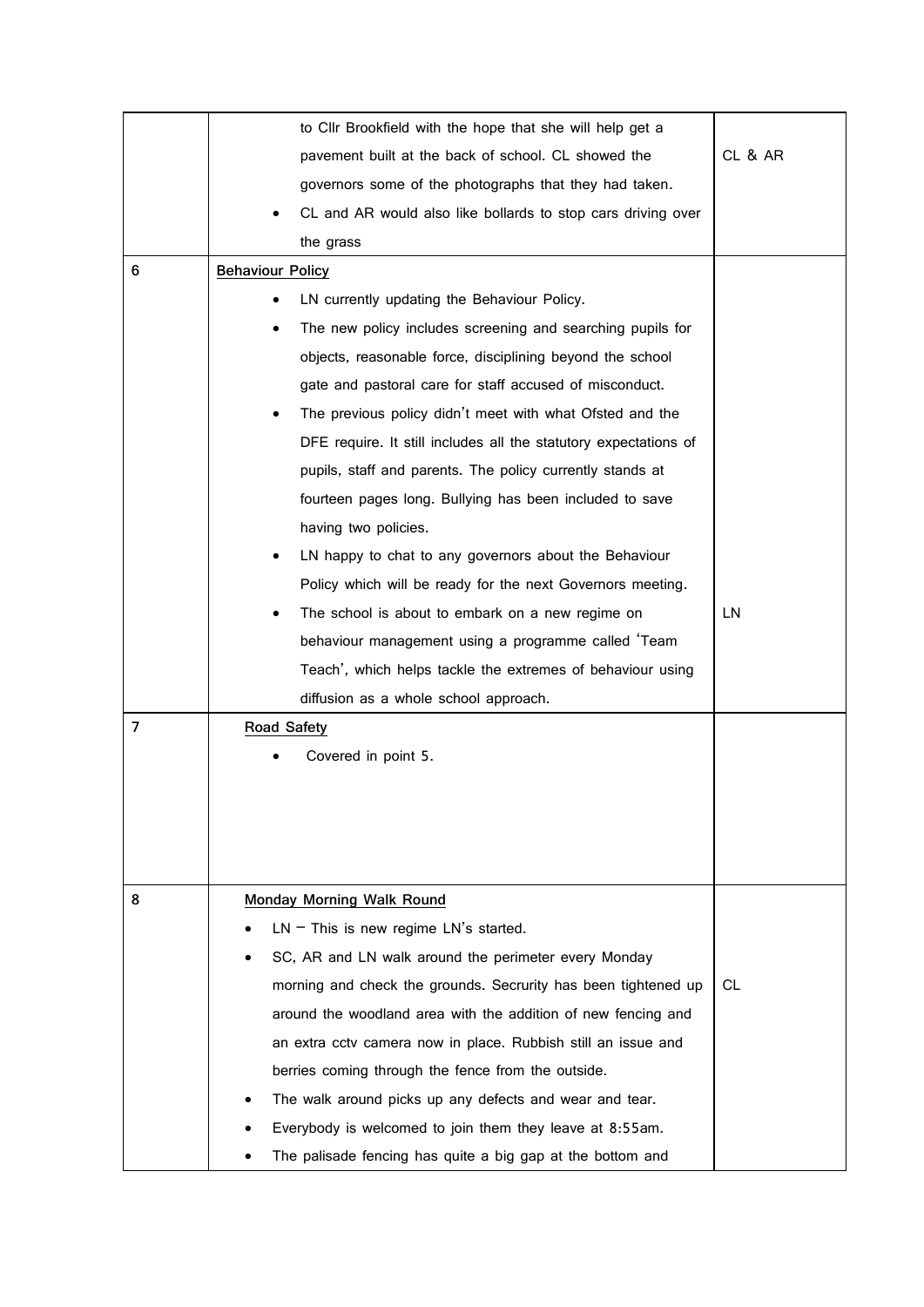| | | |
|---|---|---|
| | to Cllr Brookfield with the hope that she will help get a pavement built at the back of school. CL showed the governors some of the photographs that they had taken.<br>• CL and AR would also like bollards to stop cars driving over the grass | CL & AR |
| 6 | **Behaviour Policy**<br>• LN currently updating the Behaviour Policy.<br>• The new policy includes screening and searching pupils for objects, reasonable force, disciplining beyond the school gate and pastoral care for staff accused of misconduct.<br>• The previous policy didn't meet with what Ofsted and the DFE require. It still includes all the statutory expectations of pupils, staff and parents. The policy currently stands at fourteen pages long. Bullying has been included to save having two policies.<br>• LN happy to chat to any governors about the Behaviour Policy which will be ready for the next Governors meeting.<br>• The school is about to embark on a new regime on behaviour management using a programme called 'Team Teach', which helps tackle the extremes of behaviour using diffusion as a whole school approach. | LN |
| 7 | **Road Safety**<br>• Covered in point 5. | |
| 8 | **Monday Morning Walk Round**<br>• LN – This is new regime LN's started.<br>• SC, AR and LN walk around the perimeter every Monday morning and check the grounds. Secrurity has been tightened up around the woodland area with the addition of new fencing and an extra cctv camera now in place. Rubbish still an issue and berries coming through the fence from the outside.<br>• The walk around picks up any defects and wear and tear.<br>• Everybody is welcomed to join them they leave at 8:55am.<br>• The palisade fencing has quite a big gap at the bottom and | CL |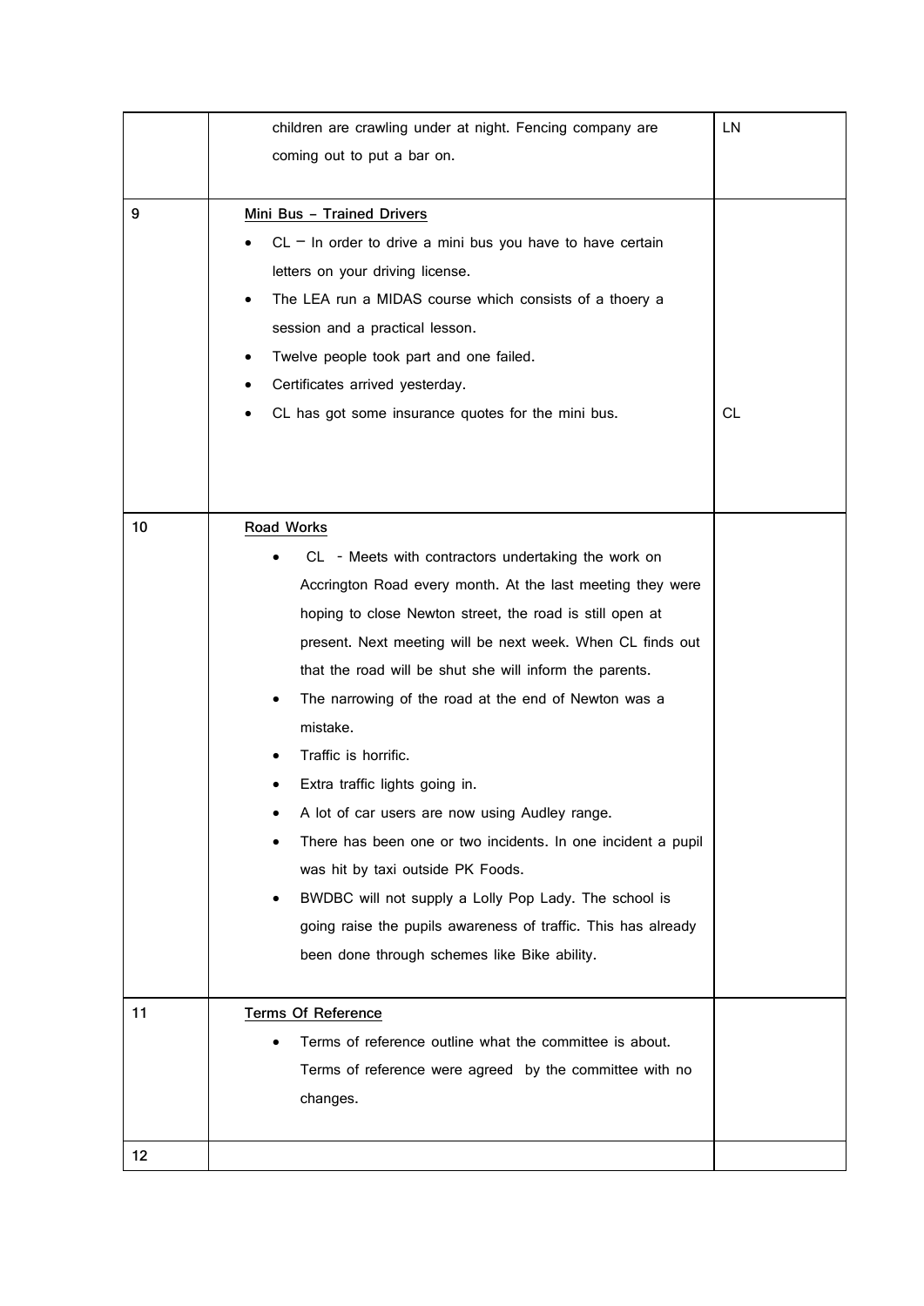| | | |
|---|---|---|
| | children are crawling under at night. Fencing company are coming out to put a bar on. | LN |
| 9 | **Mini Bus – Trained Drivers**<br>• CL – In order to drive a mini bus you have to have certain letters on your driving license.<br>• The LEA run a MIDAS course which consists of a thoery a session and a practical lesson.<br>• Twelve people took part and one failed.<br>• Certificates arrived yesterday.<br>• CL has got some insurance quotes for the mini bus. | CL |
| 10 | **Road Works**<br>• CL - Meets with contractors undertaking the work on Accrington Road every month. At the last meeting they were hoping to close Newton street, the road is still open at present. Next meeting will be next week. When CL finds out that the road will be shut she will inform the parents.<br>• The narrowing of the road at the end of Newton was a mistake.<br>• Traffic is horrific.<br>• Extra traffic lights going in.<br>• A lot of car users are now using Audley range.<br>• There has been one or two incidents. In one incident a pupil was hit by taxi outside PK Foods.<br>• BWDBC will not supply a Lolly Pop Lady. The school is going raise the pupils awareness of traffic. This has already been done through schemes like Bike ability. | |
| 11 | **Terms Of Reference**<br>• Terms of reference outline what the committee is about. Terms of reference were agreed by the committee with no changes. | |
| 12 | | |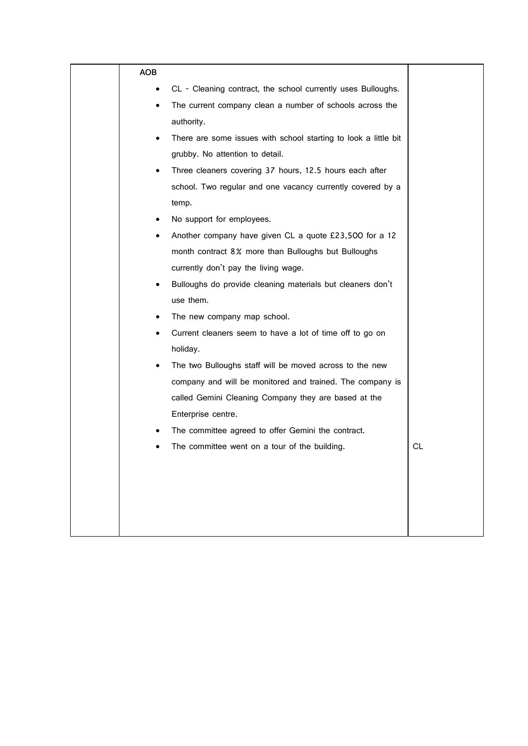| | | |
|---|---|---|
| | **AOB**<br>• CL - Cleaning contract, the school currently uses Bulloughs.<br>• The current company clean a number of schools across the authority.<br>• There are some issues with school starting to look a little bit grubby. No attention to detail.<br>• Three cleaners covering 37 hours, 12.5 hours each after school. Two regular and one vacancy currently covered by a temp.<br>• No support for employees.<br>• Another company have given CL a quote £23,500 for a 12 month contract 8% more than Bulloughs but Bulloughs currently don't pay the living wage.<br>• Bulloughs do provide cleaning materials but cleaners don't use them.<br>• The new company map school.<br>• Current cleaners seem to have a lot of time off to go on holiday.<br>• The two Bulloughs staff will be moved across to the new company and will be monitored and trained. The company is called Gemini Cleaning Company they are based at the Enterprise centre.<br>• The committee agreed to offer Gemini the contract.<br>• The committee went on a tour of the building. | CL |